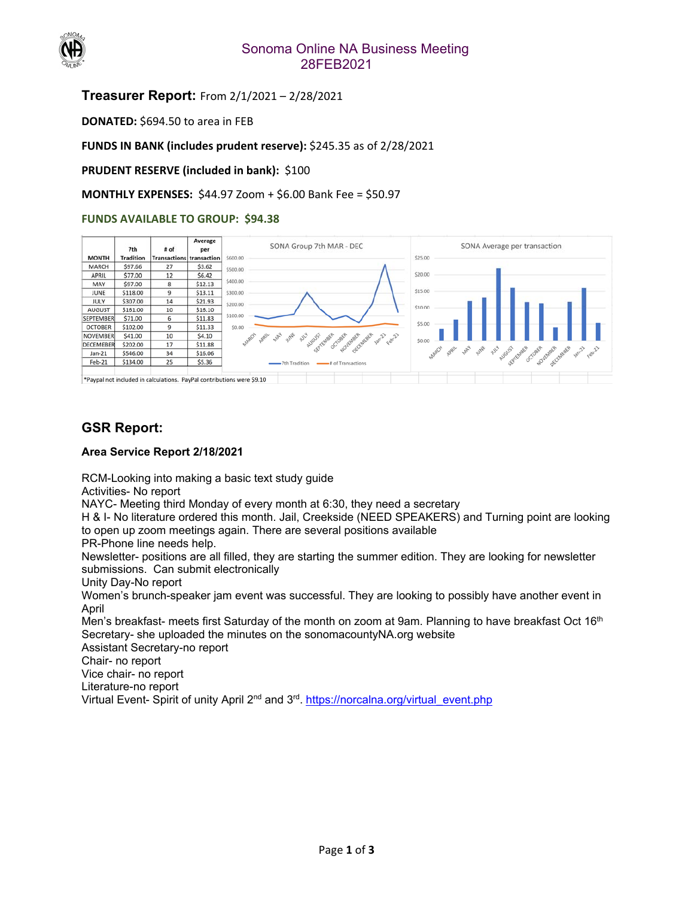# Sonoma Online NA Business Meeting
# 28FEB2021

## Treasurer Report: From 2/1/2021 – 2/28/2021

**DONATED:** $694.50 to area in FEB

**FUNDS IN BANK (includes prudent reserve):** $245.35 as of 2/28/2021

**PRUDENT RESERVE (included in bank):** $100

**MONTHLY EXPENSES:** $44.97 Zoom + $6.00 Bank Fee = $50.97

**FUNDS AVAILABLE TO GROUP: $94.38**

| MONTH | 7th Tradition | # of Transactions | Average per transaction |
|---|---|---|---|
| MARCH | $97.66 | 27 | $3.62 |
| APRIL | $77.00 | 12 | $6.42 |
| MAY | $97.00 | 8 | $12.13 |
| JUNE | $118.00 | 9 | $13.11 |
| JULY | $307.00 | 14 | $21.93 |
| AUGUST | $181.00 | 10 | $18.10 |
| SEPTEMBER | $71.00 | 6 | $11.83 |
| OCTOBER | $102.00 | 9 | $11.33 |
| NOVEMBER | $41.00 | 10 | $4.10 |
| DECEMEBER | $202.00 | 17 | $11.88 |
| Jan-21 | $546.00 | 34 | $16.06 |
| Feb-21 | $134.00 | 25 | $5.36 |

*Paypal not included in calculations. PayPal contributions were $9.10

SONA Group 7th MAR - DEC

SONA Average per transaction

## GSR Report:

**Area Service Report 2/18/2021**

RCM-Looking into making a basic text study guide
Activities- No report
NAYC- Meeting third Monday of every month at 6:30, they need a secretary
H & I- No literature ordered this month. Jail, Creekside (NEED SPEAKERS) and Turning point are looking to open up zoom meetings again. There are several positions available
PR-Phone line needs help.
Newsletter- positions are all filled, they are starting the summer edition. They are looking for newsletter submissions. Can submit electronically
Unity Day-No report
Women's brunch-speaker jam event was successful. They are looking to possibly have another event in April
Men's breakfast- meets first Saturday of the month on zoom at 9am. Planning to have breakfast Oct 16th
Secretary- she uploaded the minutes on the sonomacountyNA.org website
Assistant Secretary-no report
Chair- no report
Vice chair- no report
Literature-no report
Virtual Event- Spirit of unity April 2nd and 3rd. https://norcalna.org/virtual_event.php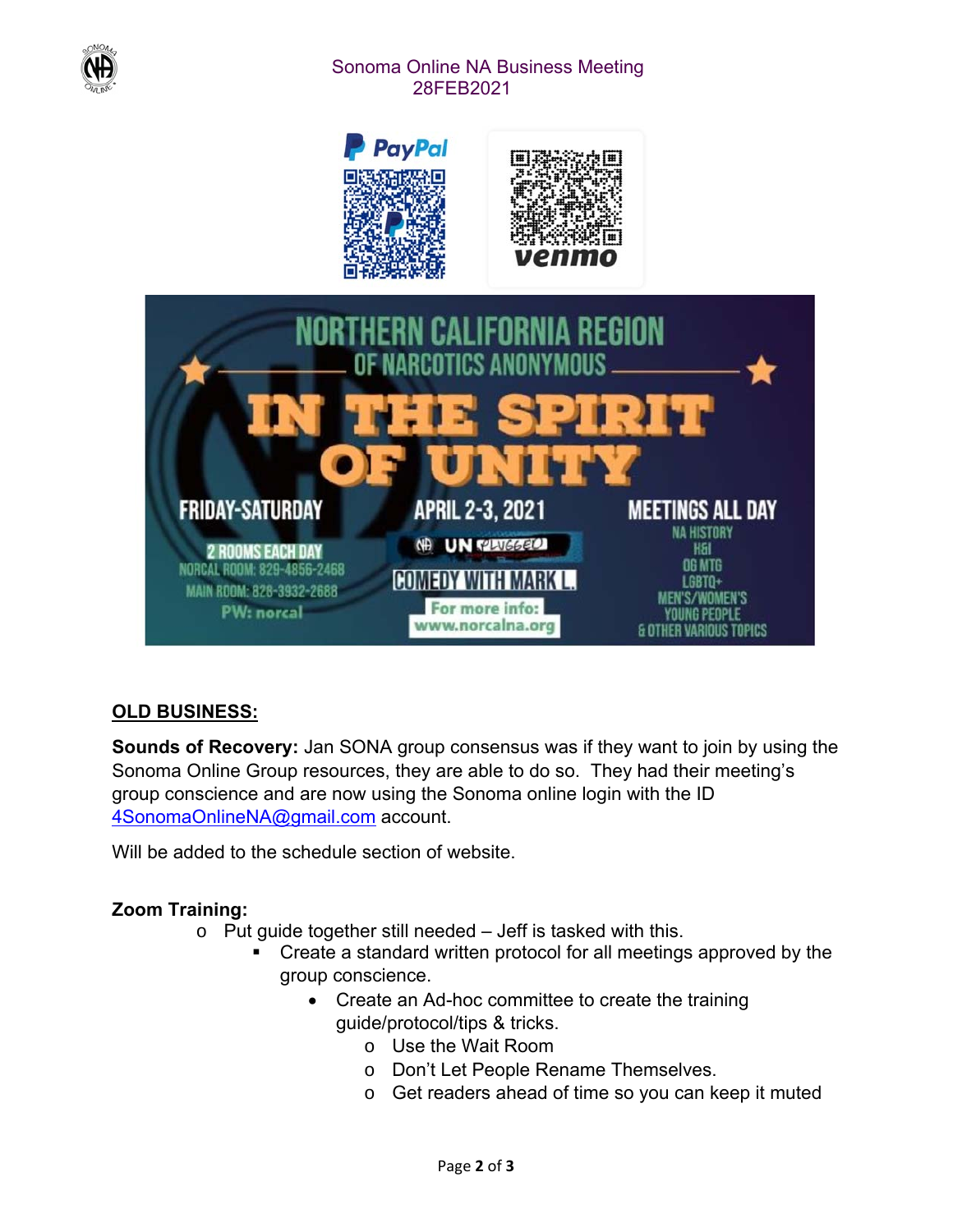## OLD BUSINESS:

**Sounds of Recovery:** Jan SONA group consensus was if they want to join by using the Sonoma Online Group resources, they are able to do so. They had their meeting's group conscience and are now using the Sonoma online login with the ID 4SonomaOnlineNA@gmail.com account.

Will be added to the schedule section of website.

**Zoom Training:**

- Put guide together still needed – Jeff is tasked with this.
  - Create a standard written protocol for all meetings approved by the group conscience.
    - Create an Ad-hoc committee to create the training guide/protocol/tips & tricks.
      - Use the Wait Room
      - Don't Let People Rename Themselves.
      - Get readers ahead of time so you can keep it muted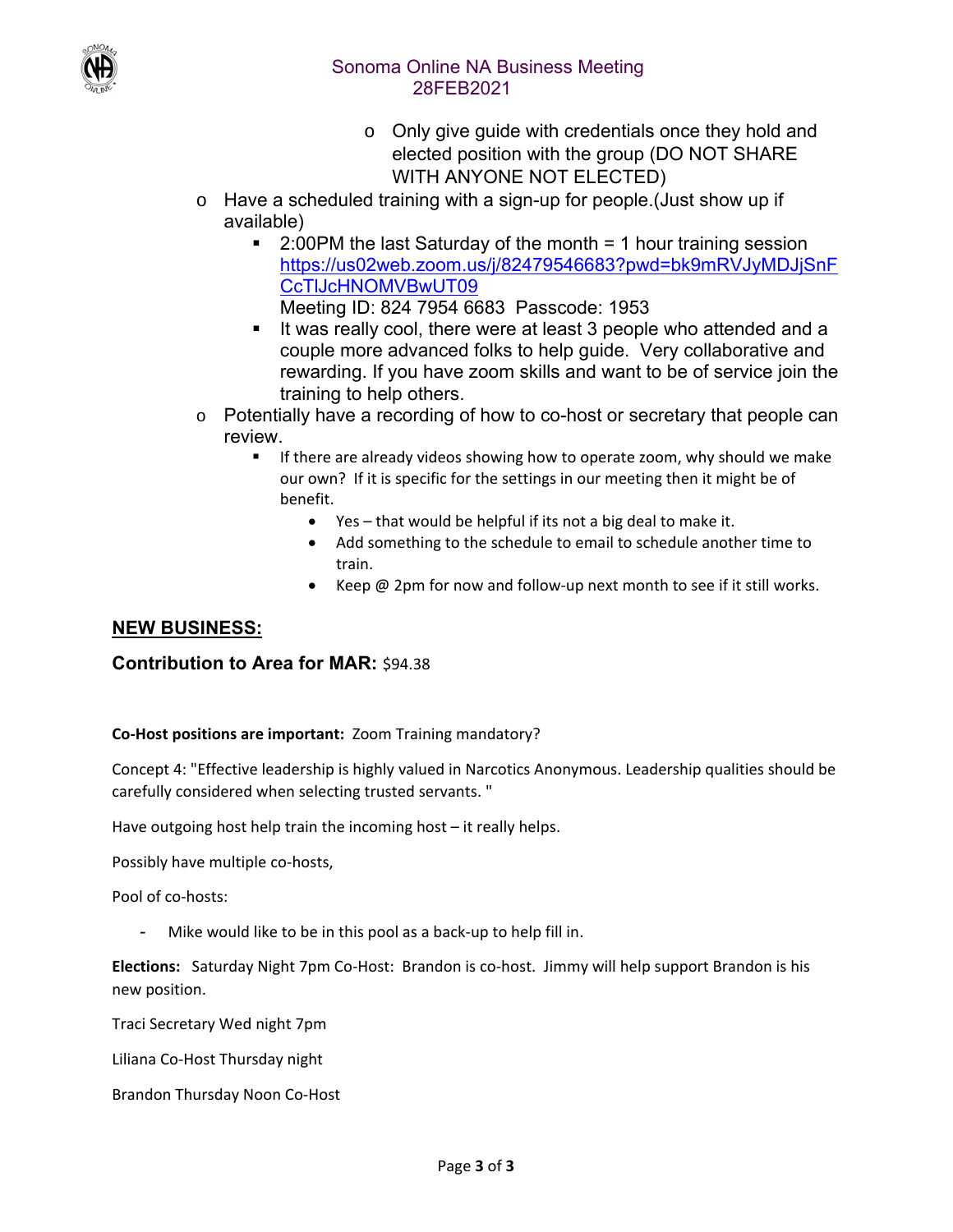- Only give guide with credentials once they hold and elected position with the group (DO NOT SHARE WITH ANYONE NOT ELECTED)

- Have a scheduled training with a sign-up for people.(Just show up if available)
  - 2:00PM the last Saturday of the month = 1 hour training session https://us02web.zoom.us/j/82479546683?pwd=bk9mRVJyMDJjSnFCcTlJcHNOMVBwUT09
    Meeting ID: 824 7954 6683  Passcode: 1953
  - It was really cool, there were at least 3 people who attended and a couple more advanced folks to help guide. Very collaborative and rewarding. If you have zoom skills and want to be of service join the training to help others.
- Potentially have a recording of how to co-host or secretary that people can review.
  - If there are already videos showing how to operate zoom, why should we make our own? If it is specific for the settings in our meeting then it might be of benefit.
    - Yes – that would be helpful if its not a big deal to make it.
    - Add something to the schedule to email to schedule another time to train.
    - Keep @ 2pm for now and follow-up next month to see if it still works.

## NEW BUSINESS:

### Contribution to Area for MAR: $94.38

**Co-Host positions are important:** Zoom Training mandatory?

Concept 4: "Effective leadership is highly valued in Narcotics Anonymous. Leadership qualities should be carefully considered when selecting trusted servants. "

Have outgoing host help train the incoming host – it really helps.

Possibly have multiple co-hosts,

Pool of co-hosts:

- Mike would like to be in this pool as a back-up to help fill in.

**Elections:** Saturday Night 7pm Co-Host: Brandon is co-host. Jimmy will help support Brandon is his new position.

Traci Secretary Wed night 7pm

Liliana Co-Host Thursday night

Brandon Thursday Noon Co-Host